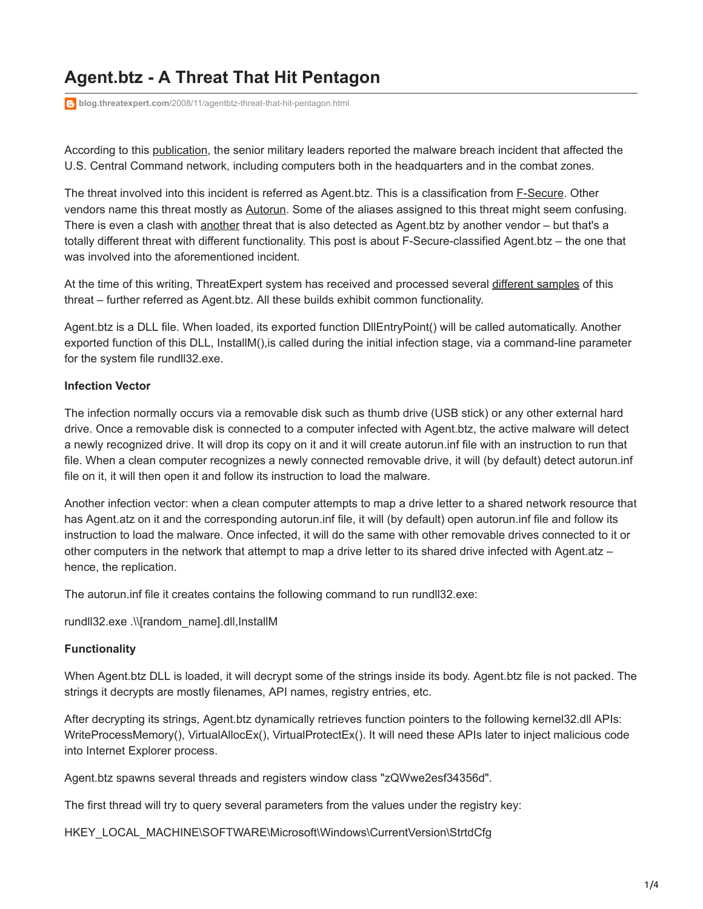# Agent.btz - A Threat That Hit Pentagon

blog.threatexpert.com/2008/11/agentbtz-threat-that-hit-pentagon.html

According to this publication, the senior military leaders reported the malware breach incident that affected the U.S. Central Command network, including computers both in the headquarters and in the combat zones.

The threat involved into this incident is referred as Agent.btz. This is a classification from F-Secure. Other vendors name this threat mostly as Autorun. Some of the aliases assigned to this threat might seem confusing. There is even a clash with another threat that is also detected as Agent.btz by another vendor – but that's a totally different threat with different functionality. This post is about F-Secure-classified Agent.btz – the one that was involved into the aforementioned incident.

At the time of this writing, ThreatExpert system has received and processed several different samples of this threat – further referred as Agent.btz. All these builds exhibit common functionality.

Agent.btz is a DLL file. When loaded, its exported function DllEntryPoint() will be called automatically. Another exported function of this DLL, InstallM(),is called during the initial infection stage, via a command-line parameter for the system file rundll32.exe.

**Infection Vector**

The infection normally occurs via a removable disk such as thumb drive (USB stick) or any other external hard drive. Once a removable disk is connected to a computer infected with Agent.btz, the active malware will detect a newly recognized drive. It will drop its copy on it and it will create autorun.inf file with an instruction to run that file. When a clean computer recognizes a newly connected removable drive, it will (by default) detect autorun.inf file on it, it will then open it and follow its instruction to load the malware.

Another infection vector: when a clean computer attempts to map a drive letter to a shared network resource that has Agent.atz on it and the corresponding autorun.inf file, it will (by default) open autorun.inf file and follow its instruction to load the malware. Once infected, it will do the same with other removable drives connected to it or other computers in the network that attempt to map a drive letter to its shared drive infected with Agent.atz – hence, the replication.

The autorun.inf file it creates contains the following command to run rundll32.exe:

rundll32.exe .\\[random_name].dll,InstallM

**Functionality**

When Agent.btz DLL is loaded, it will decrypt some of the strings inside its body. Agent.btz file is not packed. The strings it decrypts are mostly filenames, API names, registry entries, etc.

After decrypting its strings, Agent.btz dynamically retrieves function pointers to the following kernel32.dll APIs: WriteProcessMemory(), VirtualAllocEx(), VirtualProtectEx(). It will need these APIs later to inject malicious code into Internet Explorer process.

Agent.btz spawns several threads and registers window class "zQWwe2esf34356d".

The first thread will try to query several parameters from the values under the registry key:

HKEY_LOCAL_MACHINE\SOFTWARE\Microsoft\Windows\CurrentVersion\StrtdCfg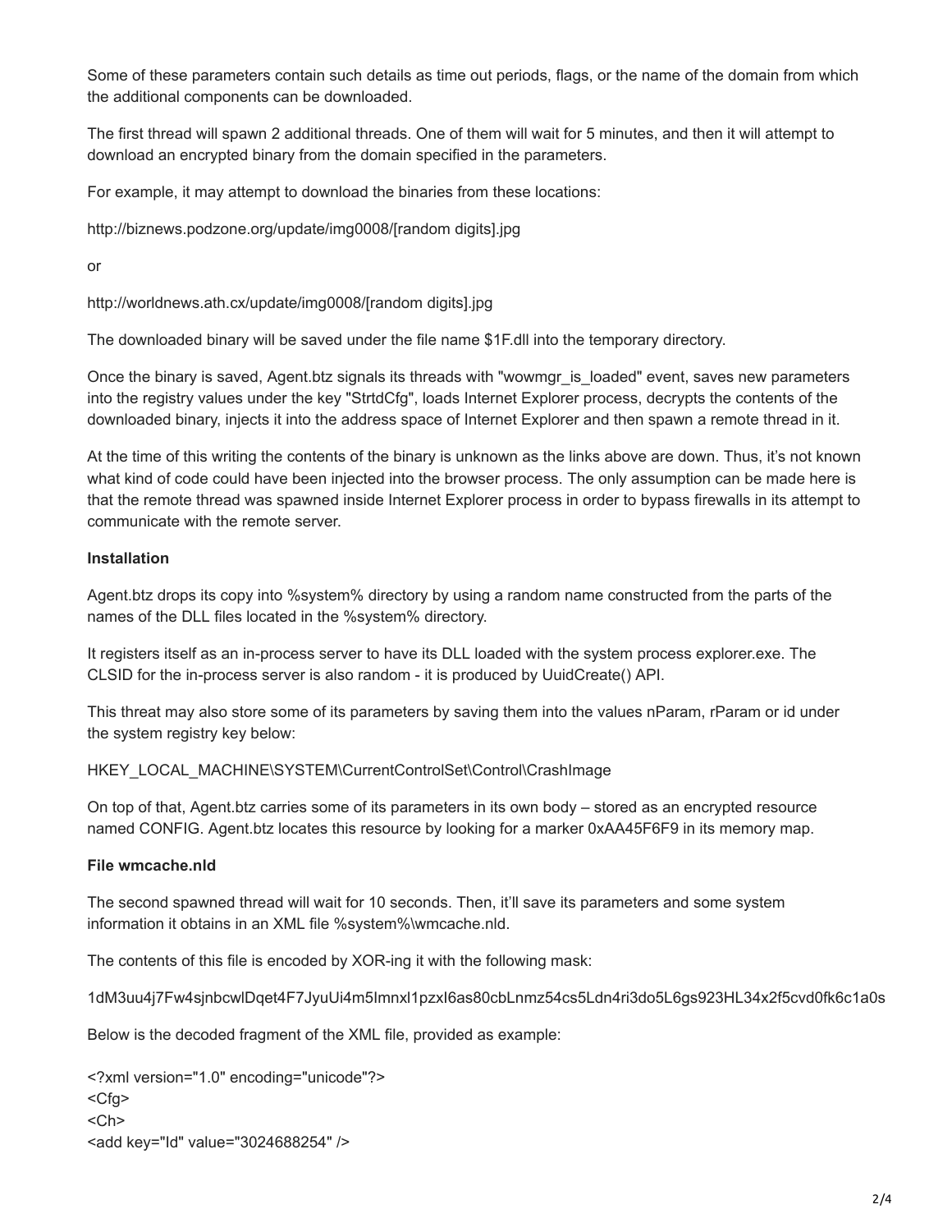Some of these parameters contain such details as time out periods, flags, or the name of the domain from which the additional components can be downloaded.

The first thread will spawn 2 additional threads. One of them will wait for 5 minutes, and then it will attempt to download an encrypted binary from the domain specified in the parameters.

For example, it may attempt to download the binaries from these locations:

http://biznews.podzone.org/update/img0008/[random digits].jpg

or

http://worldnews.ath.cx/update/img0008/[random digits].jpg

The downloaded binary will be saved under the file name $1F.dll into the temporary directory.

Once the binary is saved, Agent.btz signals its threads with "wowmgr_is_loaded" event, saves new parameters into the registry values under the key "StrtdCfg", loads Internet Explorer process, decrypts the contents of the downloaded binary, injects it into the address space of Internet Explorer and then spawn a remote thread in it.

At the time of this writing the contents of the binary is unknown as the links above are down. Thus, it's not known what kind of code could have been injected into the browser process. The only assumption can be made here is that the remote thread was spawned inside Internet Explorer process in order to bypass firewalls in its attempt to communicate with the remote server.

**Installation**

Agent.btz drops its copy into %system% directory by using a random name constructed from the parts of the names of the DLL files located in the %system% directory.

It registers itself as an in-process server to have its DLL loaded with the system process explorer.exe. The CLSID for the in-process server is also random - it is produced by UuidCreate() API.

This threat may also store some of its parameters by saving them into the values nParam, rParam or id under the system registry key below:

HKEY_LOCAL_MACHINE\SYSTEM\CurrentControlSet\Control\CrashImage

On top of that, Agent.btz carries some of its parameters in its own body – stored as an encrypted resource named CONFIG. Agent.btz locates this resource by looking for a marker 0xAA45F6F9 in its memory map.

**File wmcache.nld**

The second spawned thread will wait for 10 seconds. Then, it'll save its parameters and some system information it obtains in an XML file %system%\wmcache.nld.

The contents of this file is encoded by XOR-ing it with the following mask:

1dM3uu4j7Fw4sjnbcwlDqet4F7JyuUi4m5Imnxl1pzxI6as80cbLnmz54cs5Ldn4ri3do5L6gs923HL34x2f5cvd0fk6c1a0s

Below is the decoded fragment of the XML file, provided as example:

```
<?xml version="1.0" encoding="unicode"?>
<Cfg>
<Ch>
<add key="Id" value="3024688254" />
```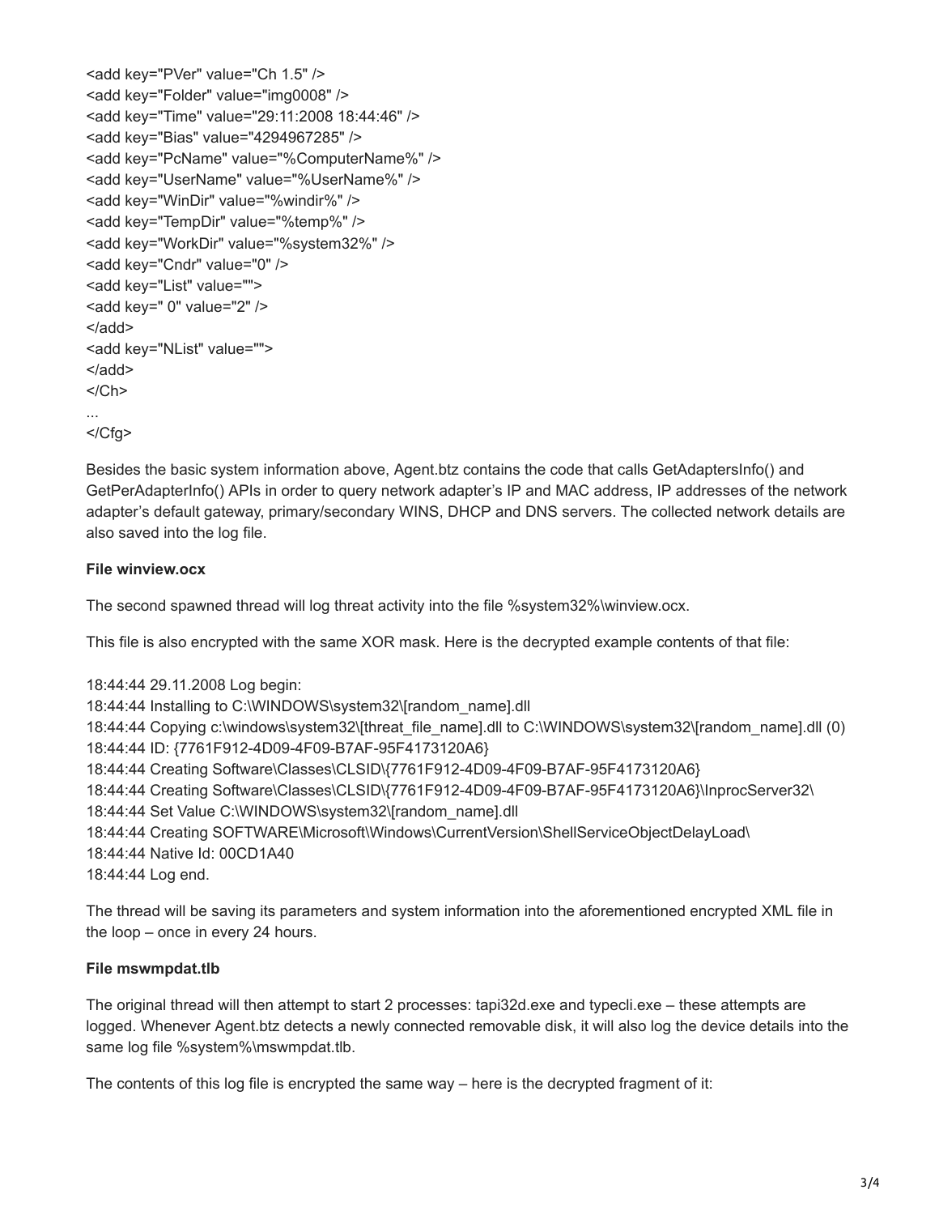```
<add key="PVer" value="Ch 1.5" />
<add key="Folder" value="img0008" />
<add key="Time" value="29:11:2008 18:44:46" />
<add key="Bias" value="4294967285" />
<add key="PcName" value="%ComputerName%" />
<add key="UserName" value="%UserName%" />
<add key="WinDir" value="%windir%" />
<add key="TempDir" value="%temp%" />
<add key="WorkDir" value="%system32%" />
<add key="Cndr" value="0" />
<add key="List" value="">
<add key=" 0" value="2" />
</add>
<add key="NList" value="">
</add>
</Ch>
...
</Cfg>
```

Besides the basic system information above, Agent.btz contains the code that calls GetAdaptersInfo() and GetPerAdapterInfo() APIs in order to query network adapter's IP and MAC address, IP addresses of the network adapter's default gateway, primary/secondary WINS, DHCP and DNS servers. The collected network details are also saved into the log file.

**File winview.ocx**

The second spawned thread will log threat activity into the file %system32%\winview.ocx.

This file is also encrypted with the same XOR mask. Here is the decrypted example contents of that file:

```
18:44:44 29.11.2008 Log begin:
18:44:44 Installing to C:\WINDOWS\system32\[random_name].dll
18:44:44 Copying c:\windows\system32\[threat_file_name].dll to C:\WINDOWS\system32\[random_name].dll (0)
18:44:44 ID: {7761F912-4D09-4F09-B7AF-95F4173120A6}
18:44:44 Creating Software\Classes\CLSID\{7761F912-4D09-4F09-B7AF-95F4173120A6}
18:44:44 Creating Software\Classes\CLSID\{7761F912-4D09-4F09-B7AF-95F4173120A6}\InprocServer32\
18:44:44 Set Value C:\WINDOWS\system32\[random_name].dll
18:44:44 Creating SOFTWARE\Microsoft\Windows\CurrentVersion\ShellServiceObjectDelayLoad\
18:44:44 Native Id: 00CD1A40
18:44:44 Log end.
```

The thread will be saving its parameters and system information into the aforementioned encrypted XML file in the loop – once in every 24 hours.

**File mswmpdat.tlb**

The original thread will then attempt to start 2 processes: tapi32d.exe and typecli.exe – these attempts are logged. Whenever Agent.btz detects a newly connected removable disk, it will also log the device details into the same log file %system%\mswmpdat.tlb.

The contents of this log file is encrypted the same way – here is the decrypted fragment of it: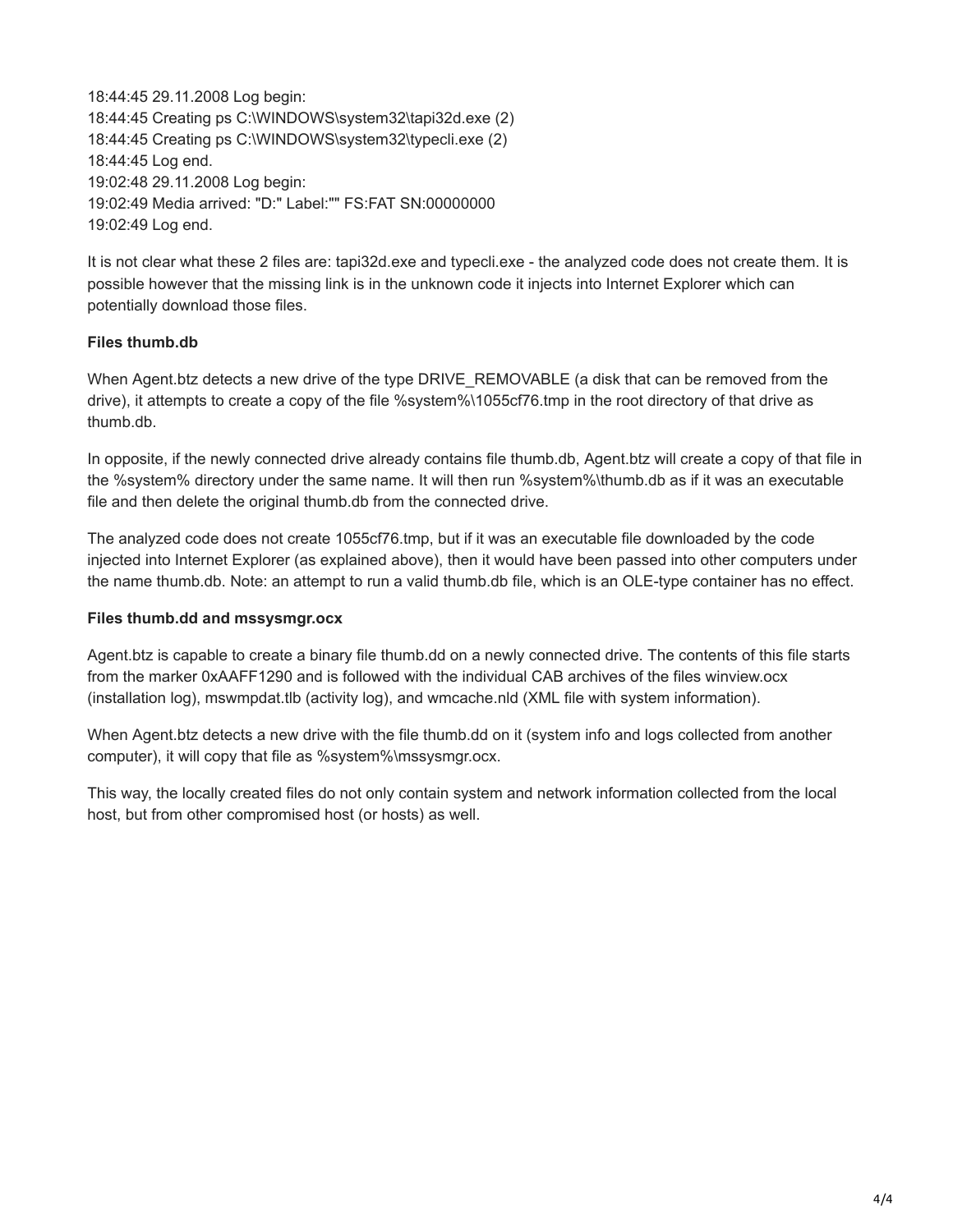```
18:44:45 29.11.2008 Log begin:
18:44:45 Creating ps C:\WINDOWS\system32\tapi32d.exe (2)
18:44:45 Creating ps C:\WINDOWS\system32\typecli.exe (2)
18:44:45 Log end.
19:02:48 29.11.2008 Log begin:
19:02:49 Media arrived: "D:" Label:"" FS:FAT SN:00000000
19:02:49 Log end.
```

It is not clear what these 2 files are: tapi32d.exe and typecli.exe - the analyzed code does not create them. It is possible however that the missing link is in the unknown code it injects into Internet Explorer which can potentially download those files.

**Files thumb.db**

When Agent.btz detects a new drive of the type DRIVE_REMOVABLE (a disk that can be removed from the drive), it attempts to create a copy of the file %system%\1055cf76.tmp in the root directory of that drive as thumb.db.

In opposite, if the newly connected drive already contains file thumb.db, Agent.btz will create a copy of that file in the %system% directory under the same name. It will then run %system%\thumb.db as if it was an executable file and then delete the original thumb.db from the connected drive.

The analyzed code does not create 1055cf76.tmp, but if it was an executable file downloaded by the code injected into Internet Explorer (as explained above), then it would have been passed into other computers under the name thumb.db. Note: an attempt to run a valid thumb.db file, which is an OLE-type container has no effect.

**Files thumb.dd and mssysmgr.ocx**

Agent.btz is capable to create a binary file thumb.dd on a newly connected drive. The contents of this file starts from the marker 0xAAFF1290 and is followed with the individual CAB archives of the files winview.ocx (installation log), mswmpdat.tlb (activity log), and wmcache.nld (XML file with system information).

When Agent.btz detects a new drive with the file thumb.dd on it (system info and logs collected from another computer), it will copy that file as %system%\mssysmgr.ocx.

This way, the locally created files do not only contain system and network information collected from the local host, but from other compromised host (or hosts) as well.